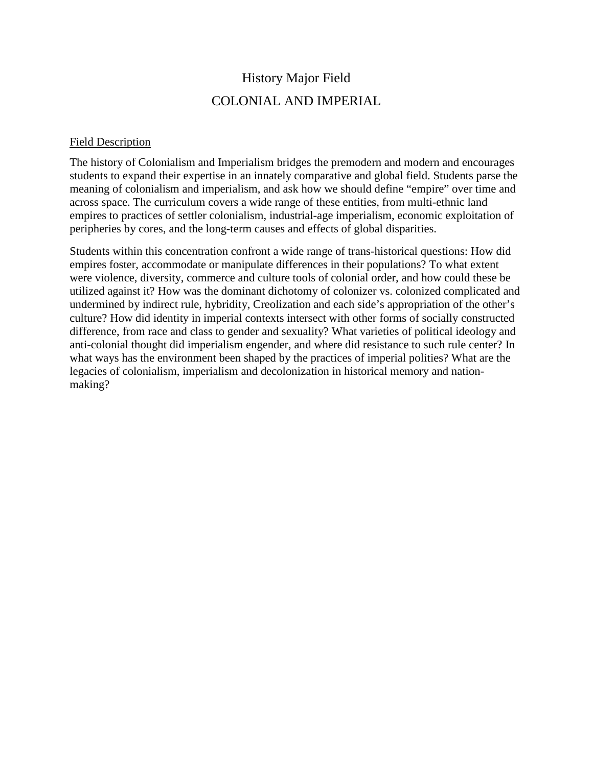# History Major Field

## COLONIAL AND IMPERIAL

Field Description

The history of Colonialism and Imperialism bridges the premodern and modern and encourages students to expand their expertise in an innately comparative and global field. Students parse the meaning of colonialism and imperialism, and ask how we should define "empire" over time and across space. The curriculum covers a wide range of these entities, from multi-ethnic land empires to practices of settler colonialism, industrial-age imperialism, economic exploitation of peripheries by cores, and the long-term causes and effects of global disparities.

Students within this concentration confront a wide range of trans-historical questions: How did empires foster, accommodate or manipulate differences in their populations? To what extent were violence, diversity, commerce and culture tools of colonial order, and how could these be utilized against it? How was the dominant dichotomy of colonizer vs. colonized complicated and undermined by indirect rule, hybridity, Creolization and each side's appropriation of the other's culture? How did identity in imperial contexts intersect with other forms of socially constructed difference, from race and class to gender and sexuality? What varieties of political ideology and anti-colonial thought did imperialism engender, and where did resistance to such rule center? In what ways has the environment been shaped by the practices of imperial polities? What are the legacies of colonialism, imperialism and decolonization in historical memory and nation-making?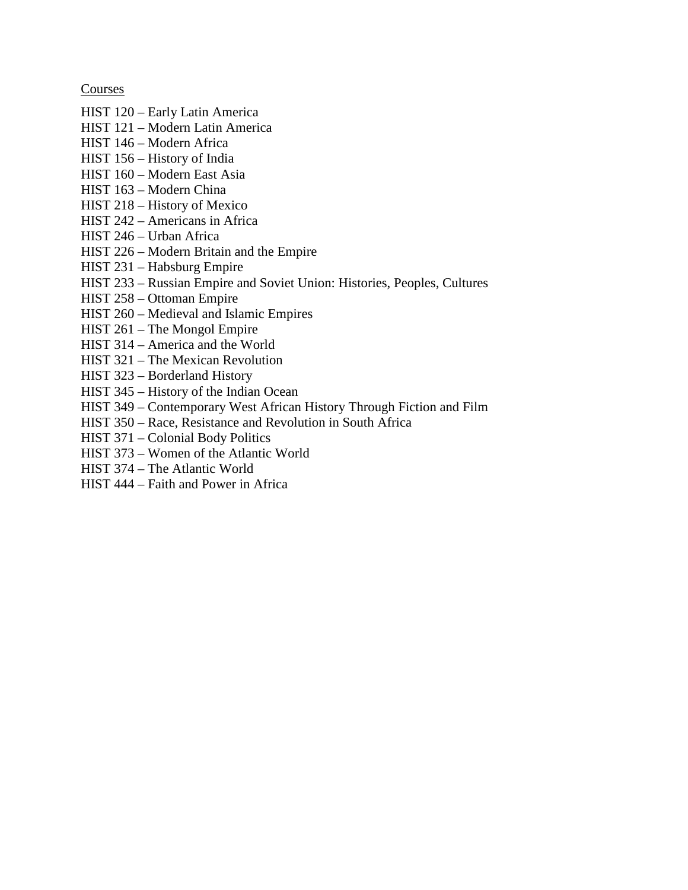Courses

HIST 120 – Early Latin America
HIST 121 – Modern Latin America
HIST 146 – Modern Africa
HIST 156 – History of India
HIST 160 – Modern East Asia
HIST 163 – Modern China
HIST 218 – History of Mexico
HIST 242 – Americans in Africa
HIST 246 – Urban Africa
HIST 226 – Modern Britain and the Empire
HIST 231 – Habsburg Empire
HIST 233 – Russian Empire and Soviet Union: Histories, Peoples, Cultures
HIST 258 – Ottoman Empire
HIST 260 – Medieval and Islamic Empires
HIST 261 – The Mongol Empire
HIST 314 – America and the World
HIST 321 – The Mexican Revolution
HIST 323 – Borderland History
HIST 345 – History of the Indian Ocean
HIST 349 – Contemporary West African History Through Fiction and Film
HIST 350 – Race, Resistance and Revolution in South Africa
HIST 371 – Colonial Body Politics
HIST 373 – Women of the Atlantic World
HIST 374 – The Atlantic World
HIST 444 – Faith and Power in Africa